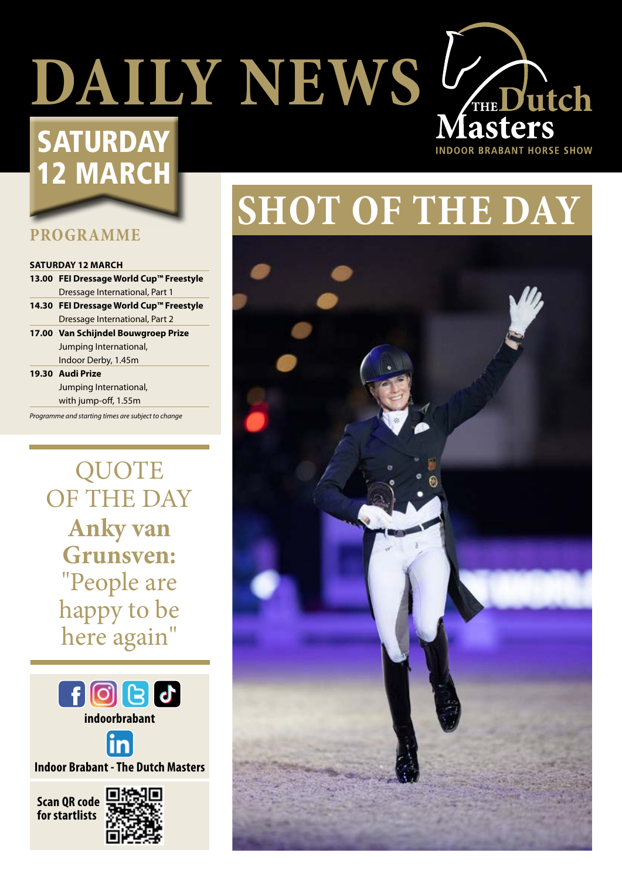# DAILY NEWS

THE Dutch Masters
INDOOR BRABANT HORSE SHOW

## SATURDAY 12 MARCH

## PROGRAMME

**SATURDAY 12 MARCH**

| | |
|---|---|
| **13.00** | **FEI Dressage World Cup™ Freestyle** Dressage International, Part 1 |
| **14.30** | **FEI Dressage World Cup™ Freestyle** Dressage International, Part 2 |
| **17.00** | **Van Schijndel Bouwgroep Prize** Jumping International, Indoor Derby, 1.45m |
| **19.30** | **Audi Prize** Jumping International, with jump-off, 1.55m |

*Programme and starting times are subject to change*

## QUOTE OF THE DAY

**Anky van Grunsven:** "People are happy to be here again"

**indoorbrabant**

**Indoor Brabant - The Dutch Masters**

**Scan QR code for startlists**

## SHOT OF THE DAY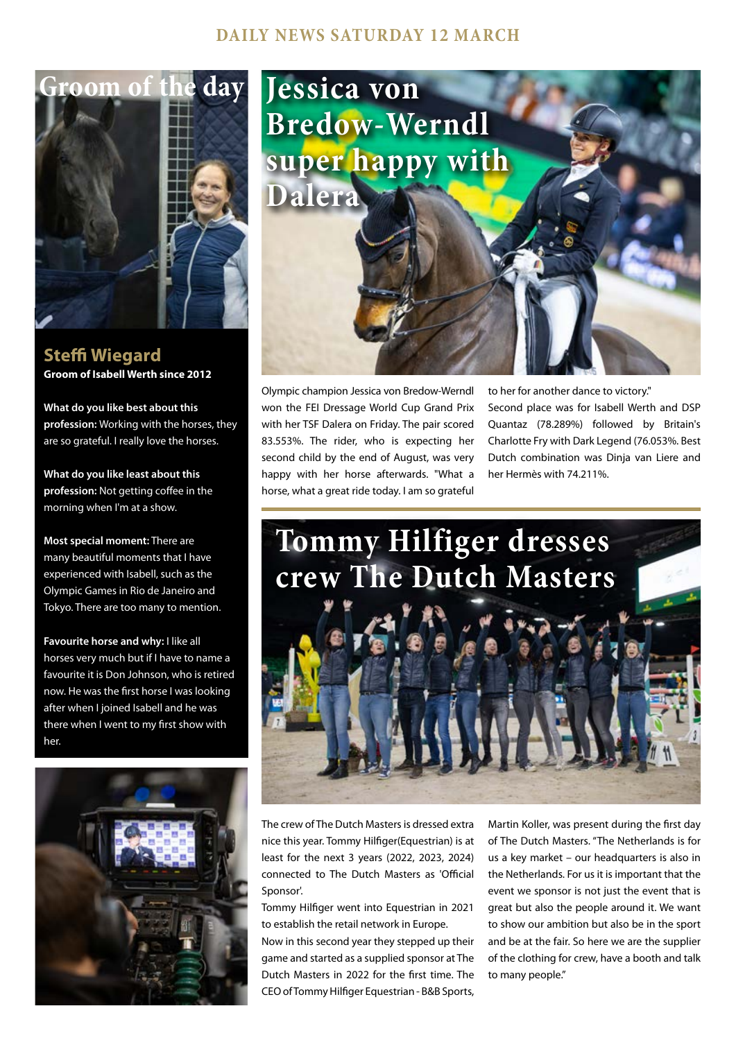## Groom of the day

### Steffi Wiegard

**Groom of Isabell Werth since 2012**

**What do you like best about this profession:** Working with the horses, they are so grateful. I really love the horses.

**What do you like least about this profession:** Not getting coffee in the morning when I'm at a show.

**Most special moment:** There are many beautiful moments that I have experienced with Isabell, such as the Olympic Games in Rio de Janeiro and Tokyo. There are too many to mention.

**Favourite horse and why:** I like all horses very much but if I have to name a favourite it is Don Johnson, who is retired now. He was the first horse I was looking after when I joined Isabell and he was there when I went to my first show with her.

## Jessica von Bredow-Werndl super happy with Dalera

Olympic champion Jessica von Bredow-Werndl won the FEI Dressage World Cup Grand Prix with her TSF Dalera on Friday. The pair scored 83.553%. The rider, who is expecting her second child by the end of August, was very happy with her horse afterwards. "What a horse, what a great ride today. I am so grateful to her for another dance to victory."

Second place was for Isabell Werth and DSP Quantaz (78.289%) followed by Britain's Charlotte Fry with Dark Legend (76.053%. Best Dutch combination was Dinja van Liere and her Hermès with 74.211%.

## Tommy Hilfiger dresses crew The Dutch Masters

The crew of The Dutch Masters is dressed extra nice this year. Tommy Hilfiger(Equestrian) is at least for the next 3 years (2022, 2023, 2024) connected to The Dutch Masters as 'Official Sponsor'.

Tommy Hilfiger went into Equestrian in 2021 to establish the retail network in Europe.

Now in this second year they stepped up their game and started as a supplied sponsor at The Dutch Masters in 2022 for the first time. The CEO of Tommy Hilfiger Equestrian - B&B Sports, Martin Koller, was present during the first day of The Dutch Masters. "The Netherlands is for us a key market – our headquarters is also in the Netherlands. For us it is important that the event we sponsor is not just the event that is great but also the people around it. We want to show our ambition but also be in the sport and be at the fair. So here we are the supplier of the clothing for crew, have a booth and talk to many people."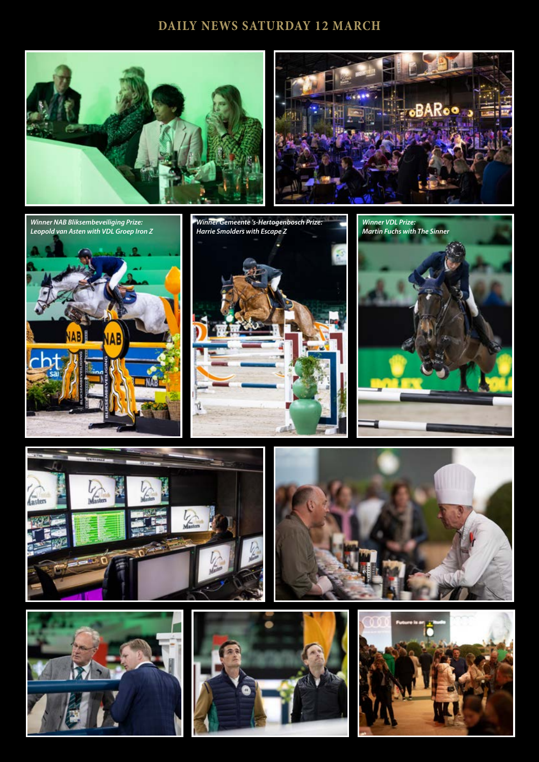# DAILY NEWS SATURDAY 12 MARCH

*Winner NAB Bliksembeveiliging Prize:*
*Leopold van Asten with VDL Groep Iron Z*

*Winner Gemeente 's-Hertogenbosch Prize:*
*Harrie Smolders with Escape Z*

*Winner VDL Prize:*
*Martin Fuchs with The Sinner*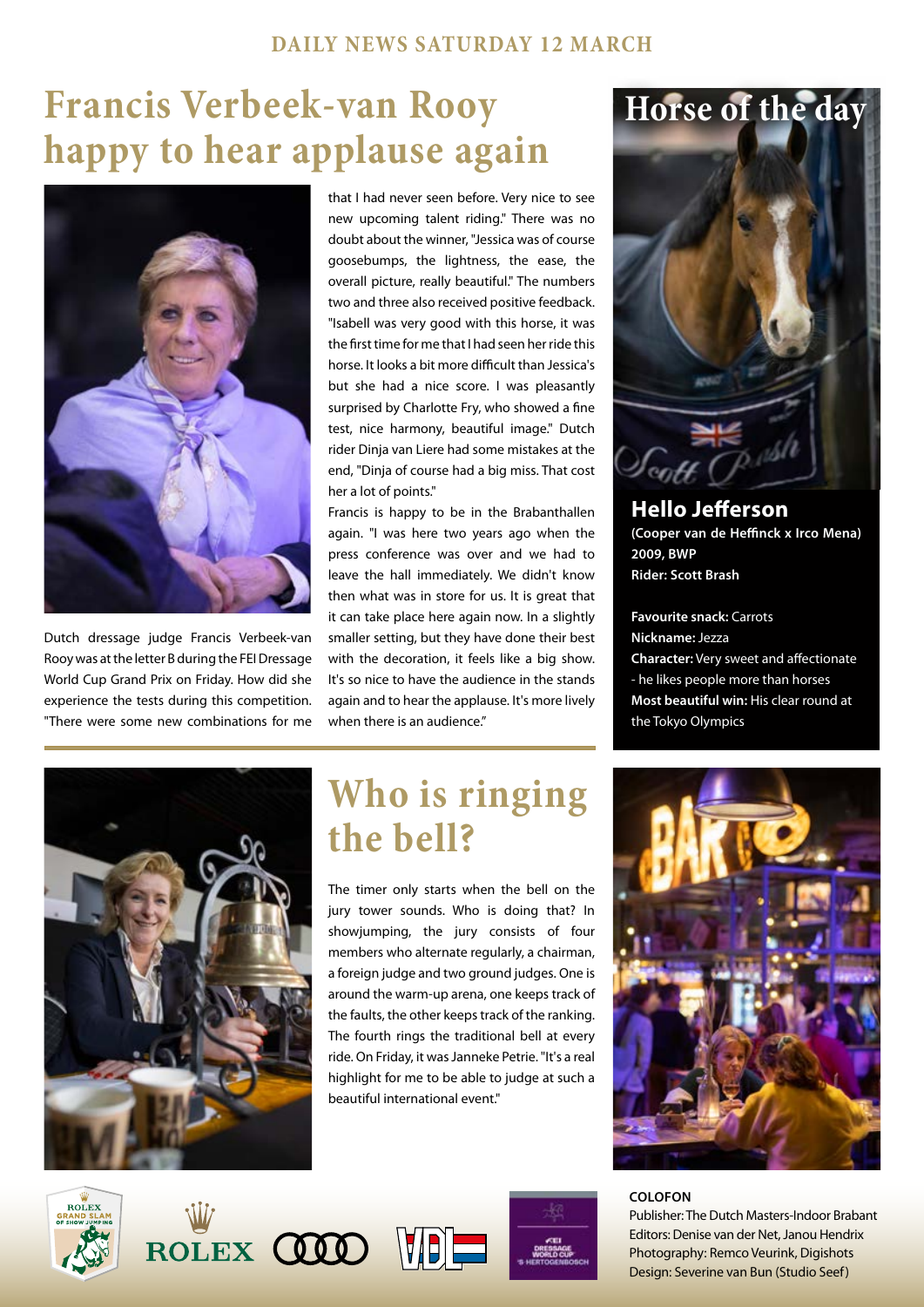# Francis Verbeek-van Rooy happy to hear applause again

Dutch dressage judge Francis Verbeek-van Rooy was at the letter B during the FEI Dressage World Cup Grand Prix on Friday. How did she experience the tests during this competition. "There were some new combinations for me that I had never seen before. Very nice to see new upcoming talent riding." There was no doubt about the winner, "Jessica was of course goosebumps, the lightness, the ease, the overall picture, really beautiful." The numbers two and three also received positive feedback. "Isabell was very good with this horse, it was the first time for me that I had seen her ride this horse. It looks a bit more difficult than Jessica's but she had a nice score. I was pleasantly surprised by Charlotte Fry, who showed a fine test, nice harmony, beautiful image." Dutch rider Dinja van Liere had some mistakes at the end, "Dinja of course had a big miss. That cost her a lot of points."

Francis is happy to be in the Brabanthallen again. "I was here two years ago when the press conference was over and we had to leave the hall immediately. We didn't know then what was in store for us. It is great that it can take place here again now. In a slightly smaller setting, but they have done their best with the decoration, it feels like a big show. It's so nice to have the audience in the stands again and to hear the applause. It's more lively when there is an audience."

## Horse of the day

### Hello Jefferson

**(Cooper van de Heffinck x Irco Mena)**
**2009, BWP**
**Rider: Scott Brash**

**Favourite snack:** Carrots
**Nickname:** Jezza
**Character:** Very sweet and affectionate - he likes people more than horses
**Most beautiful win:** His clear round at the Tokyo Olympics

# Who is ringing the bell?

The timer only starts when the bell on the jury tower sounds. Who is doing that? In showjumping, the jury consists of four members who alternate regularly, a chairman, a foreign judge and two ground judges. One is around the warm-up arena, one keeps track of the faults, the other keeps track of the ranking. The fourth rings the traditional bell at every ride. On Friday, it was Janneke Petrie. "It's a real highlight for me to be able to judge at such a beautiful international event."

**COLOFON**
Publisher: The Dutch Masters-Indoor Brabant
Editors: Denise van der Net, Janou Hendrix
Photography: Remco Veurink, Digishots
Design: Severine van Bun (Studio Seef)